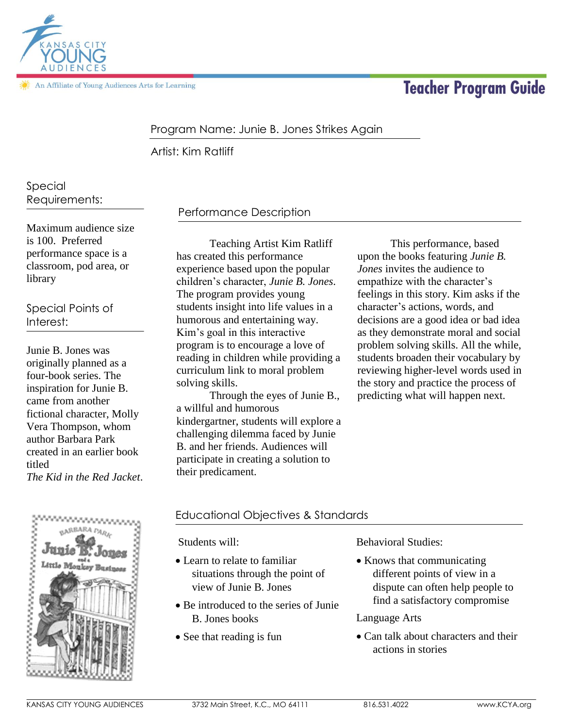# Teacher Program Guide

An Affiliate of Young Audiences Arts for Learning

Program Name: Junie B. Jones Strikes Again

Artist: Kim Ratliff

## Special Requirements:

Maximum audience size is 100. Preferred performance space is a classroom, pod area, or library

## Special Points of Interest:

Junie B. Jones was originally planned as a four-book series. The inspiration for Junie B. came from another fictional character, Molly Vera Thompson, whom author Barbara Park created in an earlier book titled *The Kid in the Red Jacket*.

## Performance Description

Teaching Artist Kim Ratliff has created this performance experience based upon the popular children's character, *Junie B. Jones*. The program provides young students insight into life values in a humorous and entertaining way. Kim's goal in this interactive program is to encourage a love of reading in children while providing a curriculum link to moral problem solving skills.

Through the eyes of Junie B., a willful and humorous kindergartner, students will explore a challenging dilemma faced by Junie B. and her friends. Audiences will participate in creating a solution to their predicament.

This performance, based upon the books featuring *Junie B. Jones* invites the audience to empathize with the character's feelings in this story. Kim asks if the character's actions, words, and decisions are a good idea or bad idea as they demonstrate moral and social problem solving skills. All the while, students broaden their vocabulary by reviewing higher-level words used in the story and practice the process of predicting what will happen next.

## Educational Objectives & Standards

Students will:

- Learn to relate to familiar situations through the point of view of Junie B. Jones
- Be introduced to the series of Junie B. Jones books
- See that reading is fun

Behavioral Studies:

- Knows that communicating different points of view in a dispute can often help people to find a satisfactory compromise

Language Arts

- Can talk about characters and their actions in stories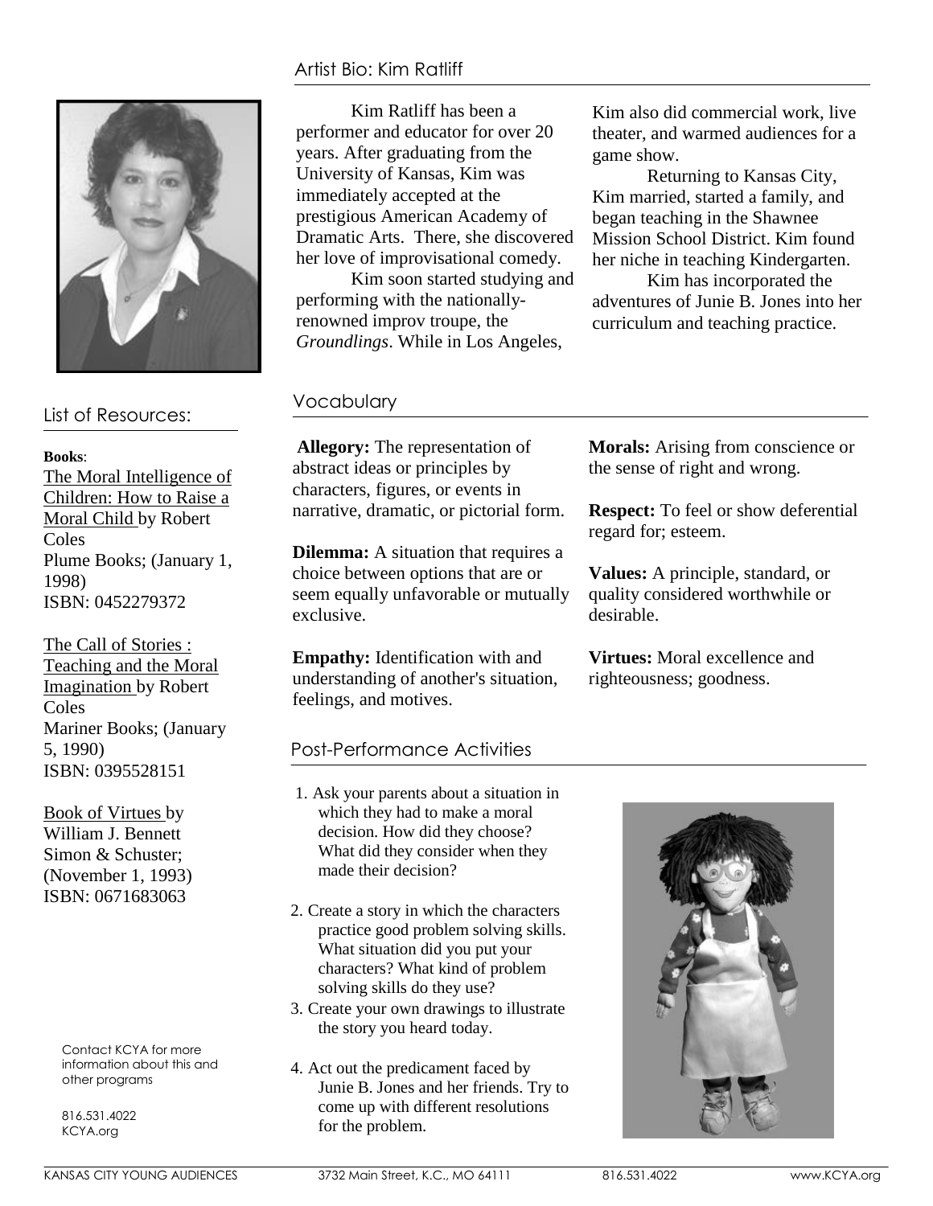## Artist Bio: Kim Ratliff

Kim Ratliff has been a performer and educator for over 20 years. After graduating from the University of Kansas, Kim was immediately accepted at the prestigious American Academy of Dramatic Arts. There, she discovered her love of improvisational comedy.

Kim soon started studying and performing with the nationally-renowned improv troupe, the *Groundlings*. While in Los Angeles, Kim also did commercial work, live theater, and warmed audiences for a game show.

Returning to Kansas City, Kim married, started a family, and began teaching in the Shawnee Mission School District. Kim found her niche in teaching Kindergarten.

Kim has incorporated the adventures of Junie B. Jones into her curriculum and teaching practice.

## List of Resources:

**Books**:

The Moral Intelligence of Children: How to Raise a Moral Child by Robert Coles
Plume Books; (January 1, 1998)
ISBN: 0452279372

The Call of Stories : Teaching and the Moral Imagination by Robert Coles
Mariner Books; (January 5, 1990)
ISBN: 0395528151

Book of Virtues by William J. Bennett
Simon & Schuster; (November 1, 1993)
ISBN: 0671683063

Contact KCYA for more information about this and other programs

816.531.4022
KCYA.org

## Vocabulary

**Allegory:** The representation of abstract ideas or principles by characters, figures, or events in narrative, dramatic, or pictorial form.

**Dilemma:** A situation that requires a choice between options that are or seem equally unfavorable or mutually exclusive.

**Empathy:** Identification with and understanding of another's situation, feelings, and motives.

**Morals:** Arising from conscience or the sense of right and wrong.

**Respect:** To feel or show deferential regard for; esteem.

**Values:** A principle, standard, or quality considered worthwhile or desirable.

**Virtues:** Moral excellence and righteousness; goodness.

## Post-Performance Activities

1. Ask your parents about a situation in which they had to make a moral decision. How did they choose? What did they consider when they made their decision?
2. Create a story in which the characters practice good problem solving skills. What situation did you put your characters? What kind of problem solving skills do they use?
3. Create your own drawings to illustrate the story you heard today.
4. Act out the predicament faced by Junie B. Jones and her friends. Try to come up with different resolutions for the problem.